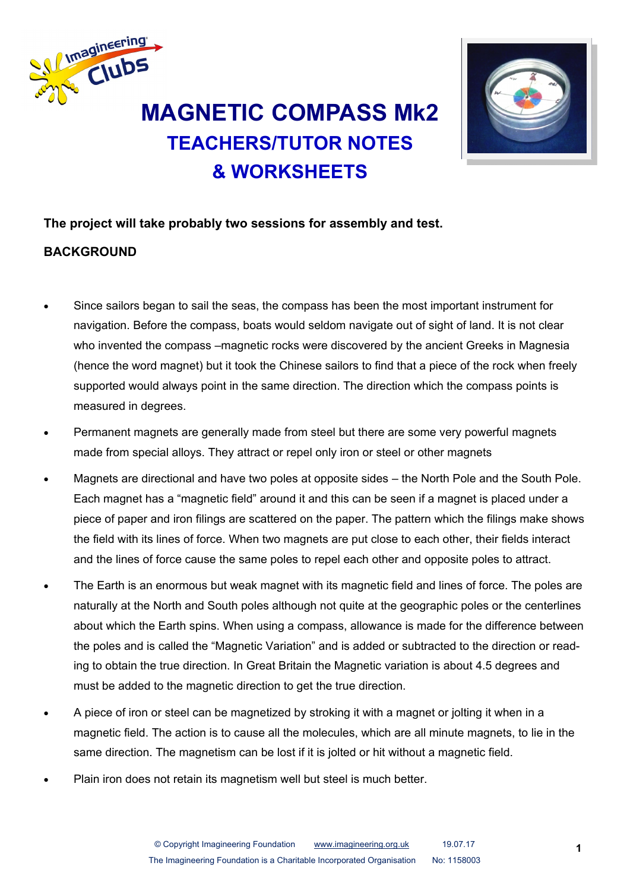# MAGNETIC COMPASS Mk2

## TEACHERS/TUTOR NOTES

## & WORKSHEETS

**The project will take probably two sessions for assembly and test.**

**BACKGROUND**

- Since sailors began to sail the seas, the compass has been the most important instrument for navigation. Before the compass, boats would seldom navigate out of sight of land. It is not clear who invented the compass –magnetic rocks were discovered by the ancient Greeks in Magnesia (hence the word magnet) but it took the Chinese sailors to find that a piece of the rock when freely supported would always point in the same direction. The direction which the compass points is measured in degrees.
- Permanent magnets are generally made from steel but there are some very powerful magnets made from special alloys. They attract or repel only iron or steel or other magnets
- Magnets are directional and have two poles at opposite sides – the North Pole and the South Pole. Each magnet has a "magnetic field" around it and this can be seen if a magnet is placed under a piece of paper and iron filings are scattered on the paper. The pattern which the filings make shows the field with its lines of force. When two magnets are put close to each other, their fields interact and the lines of force cause the same poles to repel each other and opposite poles to attract.
- The Earth is an enormous but weak magnet with its magnetic field and lines of force. The poles are naturally at the North and South poles although not quite at the geographic poles or the centerlines about which the Earth spins. When using a compass, allowance is made for the difference between the poles and is called the "Magnetic Variation" and is added or subtracted to the direction or reading to obtain the true direction. In Great Britain the Magnetic variation is about 4.5 degrees and must be added to the magnetic direction to get the true direction.
- A piece of iron or steel can be magnetized by stroking it with a magnet or jolting it when in a magnetic field. The action is to cause all the molecules, which are all minute magnets, to lie in the same direction. The magnetism can be lost if it is jolted or hit without a magnetic field.
- Plain iron does not retain its magnetism well but steel is much better.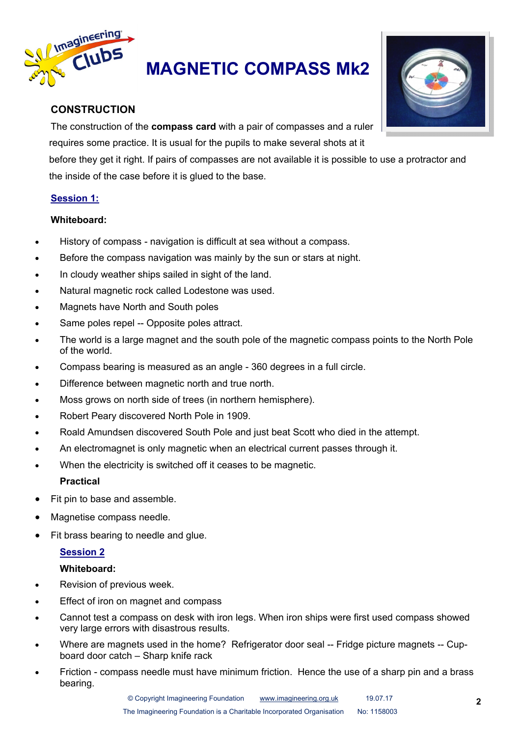# MAGNETIC COMPASS Mk2

## CONSTRUCTION

The construction of the **compass card** with a pair of compasses and a ruler requires some practice. It is usual for the pupils to make several shots at it before they get it right. If pairs of compasses are not available it is possible to use a protractor and the inside of the case before it is glued to the base.

### Session 1:

**Whiteboard:**

- History of compass - navigation is difficult at sea without a compass.
- Before the compass navigation was mainly by the sun or stars at night.
- In cloudy weather ships sailed in sight of the land.
- Natural magnetic rock called Lodestone was used.
- Magnets have North and South poles
- Same poles repel -- Opposite poles attract.
- The world is a large magnet and the south pole of the magnetic compass points to the North Pole of the world.
- Compass bearing is measured as an angle - 360 degrees in a full circle.
- Difference between magnetic north and true north.
- Moss grows on north side of trees (in northern hemisphere).
- Robert Peary discovered North Pole in 1909.
- Roald Amundsen discovered South Pole and just beat Scott who died in the attempt.
- An electromagnet is only magnetic when an electrical current passes through it.
- When the electricity is switched off it ceases to be magnetic.

**Practical**

- Fit pin to base and assemble.
- Magnetise compass needle.
- Fit brass bearing to needle and glue.

### Session 2

**Whiteboard:**

- Revision of previous week.
- Effect of iron on magnet and compass
- Cannot test a compass on desk with iron legs. When iron ships were first used compass showed very large errors with disastrous results.
- Where are magnets used in the home? Refrigerator door seal -- Fridge picture magnets -- Cup-board door catch – Sharp knife rack
- Friction - compass needle must have minimum friction. Hence the use of a sharp pin and a brass bearing.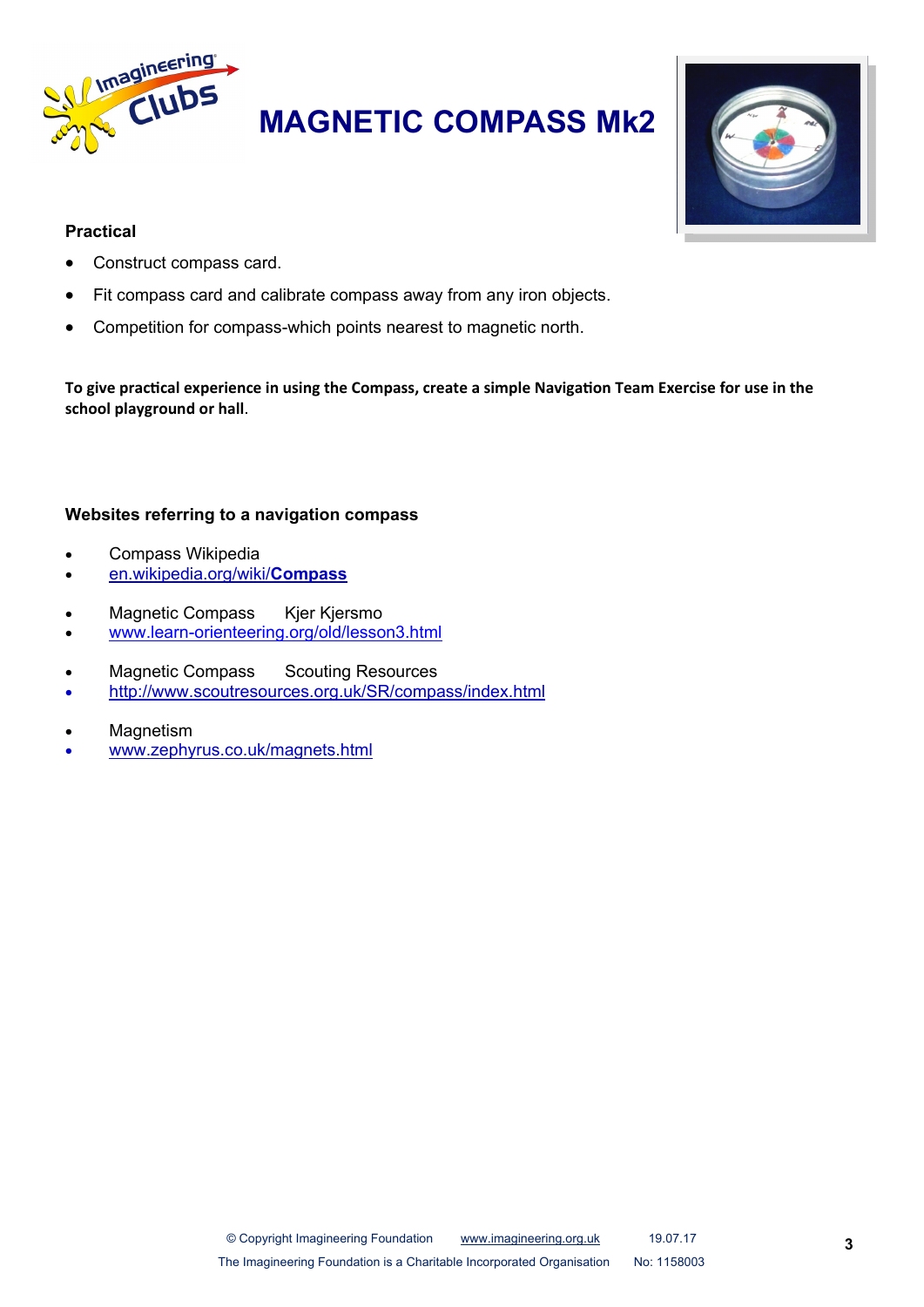# MAGNETIC COMPASS Mk2

**Practical**

- Construct compass card.
- Fit compass card and calibrate compass away from any iron objects.
- Competition for compass-which points nearest to magnetic north.

**To give practical experience in using the Compass, create a simple Navigation Team Exercise for use in the school playground or hall**.

**Websites referring to a navigation compass**

- Compass Wikipedia
- en.wikipedia.org/wiki/**Compass**

- Magnetic Compass Kjer Kjersmo
- www.learn-orienteering.org/old/lesson3.html

- Magnetic Compass Scouting Resources
- http://www.scoutresources.org.uk/SR/compass/index.html

- Magnetism
- www.zephyrus.co.uk/magnets.html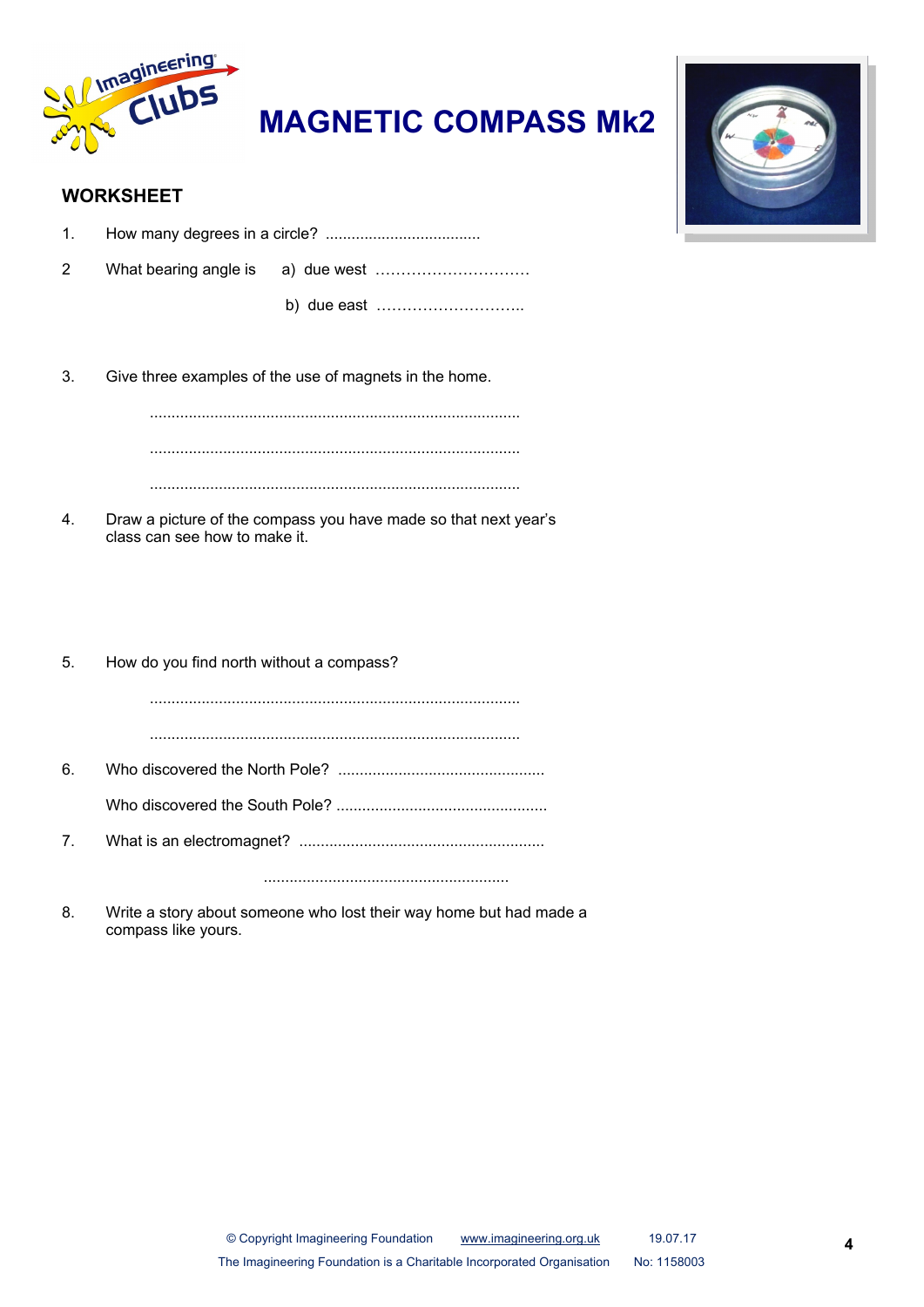# MAGNETIC COMPASS Mk2

## WORKSHEET

1. How many degrees in a circle? ....................................

2 What bearing angle is a) due west …………………………

   b) due east ………………………..

3. Give three examples of the use of magnets in the home.

   .....................................................................................

   .....................................................................................

   .....................................................................................

4. Draw a picture of the compass you have made so that next year's class can see how to make it.

5. How do you find north without a compass?

   .....................................................................................

   .....................................................................................

6. Who discovered the North Pole? ................................................

   Who discovered the South Pole? ................................................

7. What is an electromagnet? ........................................................

   ........................................................

8. Write a story about someone who lost their way home but had made a compass like yours.

© Copyright Imagineering Foundation www.imagineering.org.uk 19.07.17

The Imagineering Foundation is a Charitable Incorporated Organisation No: 1158003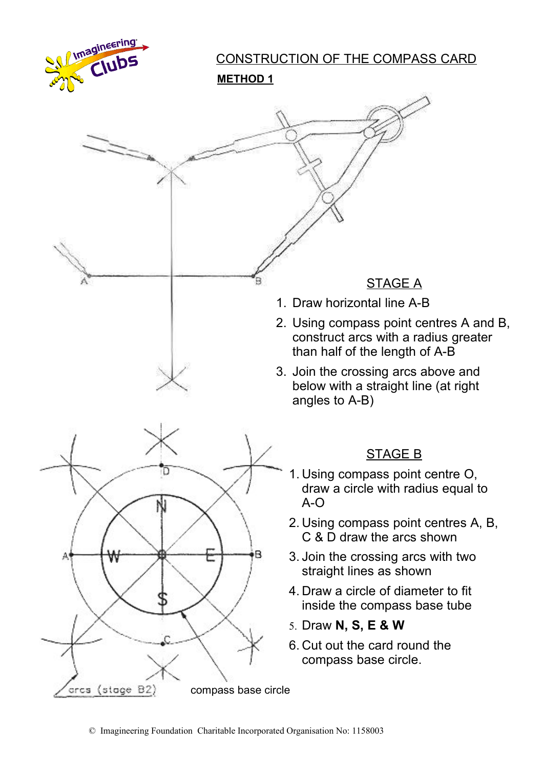# CONSTRUCTION OF THE COMPASS CARD

**METHOD 1**

## STAGE A

1. Draw horizontal line A-B
2. Using compass point centres A and B, construct arcs with a radius greater than half of the length of A-B
3. Join the crossing arcs above and below with a straight line (at right angles to A-B)

## STAGE B

1. Using compass point centre O, draw a circle with radius equal to A-O
2. Using compass point centres A, B, C & D draw the arcs shown
3. Join the crossing arcs with two straight lines as shown
4. Draw a circle of diameter to fit inside the compass base tube
5. Draw **N, S, E & W**
6. Cut out the card round the compass base circle.

arcs (stage B2)

compass base circle

© Imagineering Foundation Charitable Incorporated Organisation No: 1158003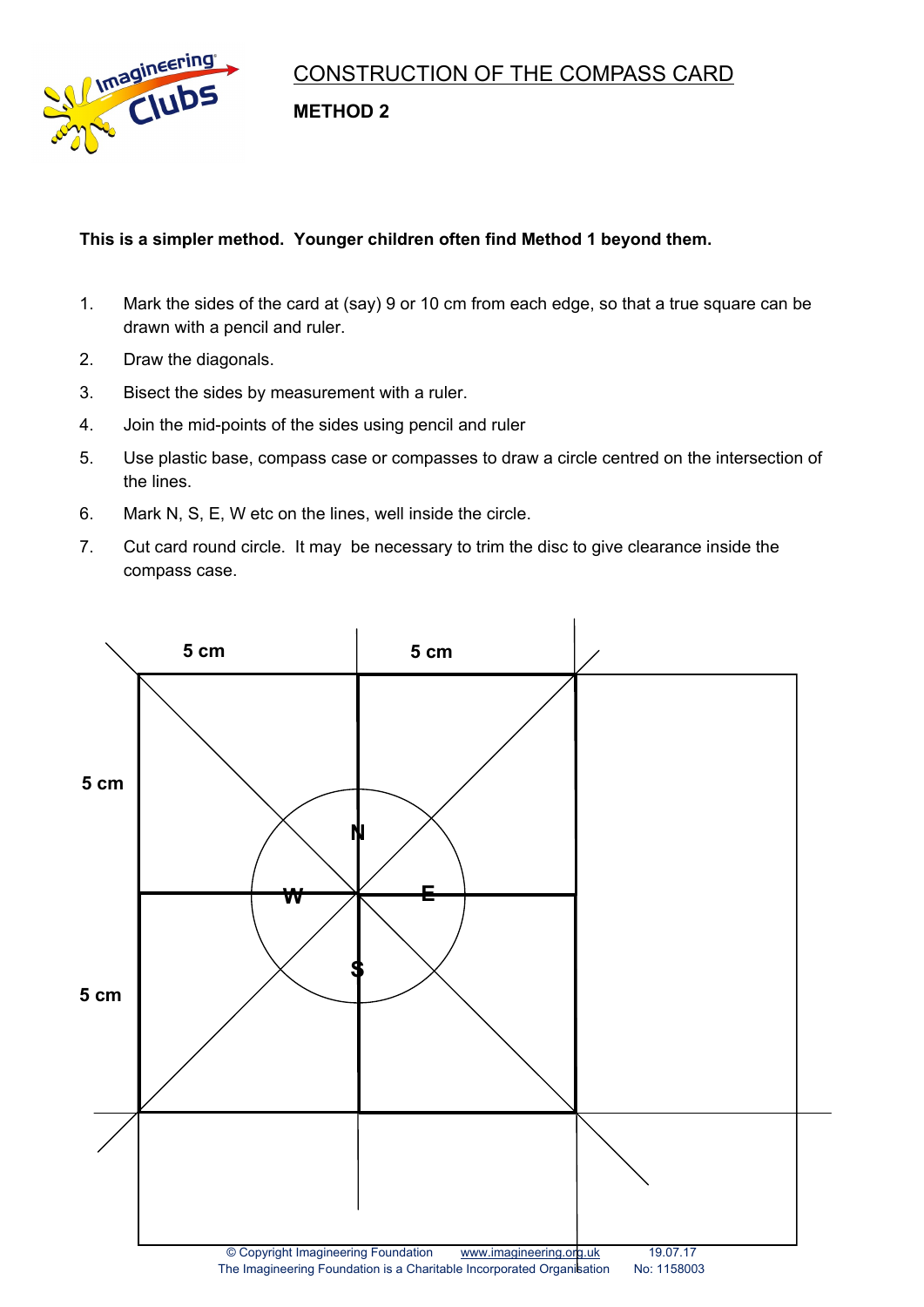# CONSTRUCTION OF THE COMPASS CARD

**METHOD 2**

**This is a simpler method. Younger children often find Method 1 beyond them.**

1. Mark the sides of the card at (say) 9 or 10 cm from each edge, so that a true square can be drawn with a pencil and ruler.
2. Draw the diagonals.
3. Bisect the sides by measurement with a ruler.
4. Join the mid-points of the sides using pencil and ruler
5. Use plastic base, compass case or compasses to draw a circle centred on the intersection of the lines.
6. Mark N, S, E, W etc on the lines, well inside the circle.
7. Cut card round circle. It may be necessary to trim the disc to give clearance inside the compass case.

5 cm

5 cm

5 cm

5 cm

N

W

E

S